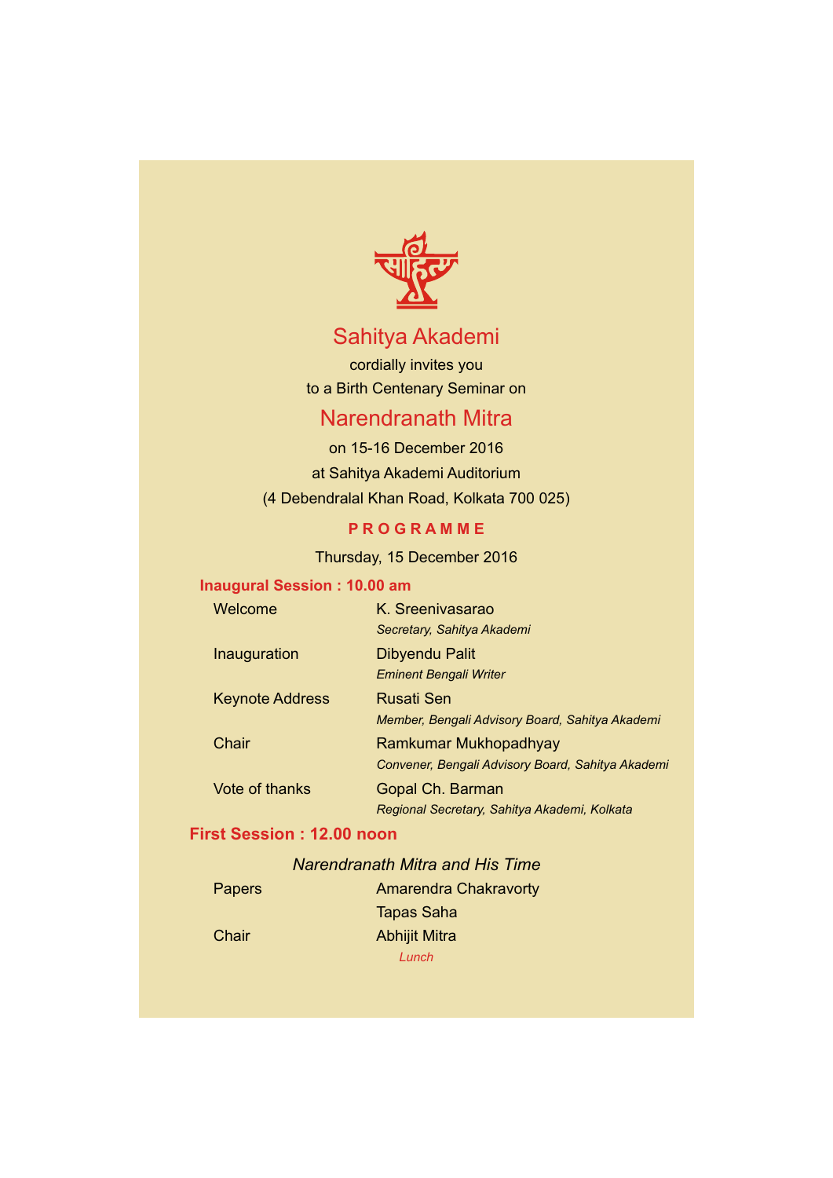# Sahitya Akademi

cordially invites you

to a Birth Centenary Seminar on

# Narendranath Mitra

on 15-16 December 2016

at Sahitya Akademi Auditorium

(4 Debendralal Khan Road, Kolkata 700 025)

## PROGRAMME

Thursday, 15 December 2016

### Inaugural Session : 10.00 am

| | |
|---|---|
| Welcome | K. Sreenivasarao<br>*Secretary, Sahitya Akademi* |
| Inauguration | Dibyendu Palit<br>*Eminent Bengali Writer* |
| Keynote Address | Rusati Sen<br>*Member, Bengali Advisory Board, Sahitya Akademi* |
| Chair | Ramkumar Mukhopadhyay<br>*Convener, Bengali Advisory Board, Sahitya Akademi* |
| Vote of thanks | Gopal Ch. Barman<br>*Regional Secretary, Sahitya Akademi, Kolkata* |

### First Session : 12.00 noon

*Narendranath Mitra and His Time*

| | |
|---|---|
| Papers | Amarendra Chakravorty<br>Tapas Saha |
| Chair | Abhijit Mitra |

*Lunch*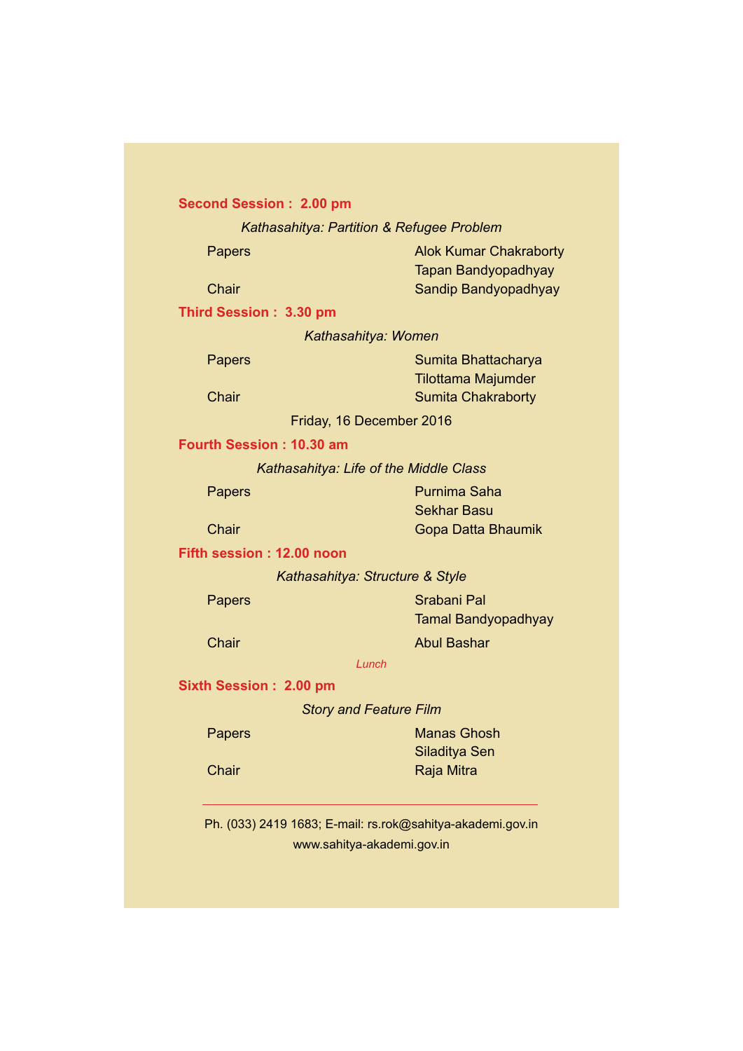**Second Session : 2.00 pm**

*Kathasahitya: Partition & Refugee Problem*

| | |
|---|---|
| Papers | Alok Kumar Chakraborty |
| | Tapan Bandyopadhyay |
| Chair | Sandip Bandyopadhyay |

**Third Session : 3.30 pm**

*Kathasahitya: Women*

| | |
|---|---|
| Papers | Sumita Bhattacharya |
| | Tilottama Majumder |
| Chair | Sumita Chakraborty |

Friday, 16 December 2016

**Fourth Session : 10.30 am**

*Kathasahitya: Life of the Middle Class*

| | |
|---|---|
| Papers | Purnima Saha |
| | Sekhar Basu |
| Chair | Gopa Datta Bhaumik |

**Fifth session : 12.00 noon**

*Kathasahitya: Structure & Style*

| | |
|---|---|
| Papers | Srabani Pal |
| | Tamal Bandyopadhyay |
| Chair | Abul Bashar |

*Lunch*

**Sixth Session : 2.00 pm**

*Story and Feature Film*

| | |
|---|---|
| Papers | Manas Ghosh |
| | Siladitya Sen |
| Chair | Raja Mitra |

---

Ph. (033) 2419 1683; E-mail: rs.rok@sahitya-akademi.gov.in

www.sahitya-akademi.gov.in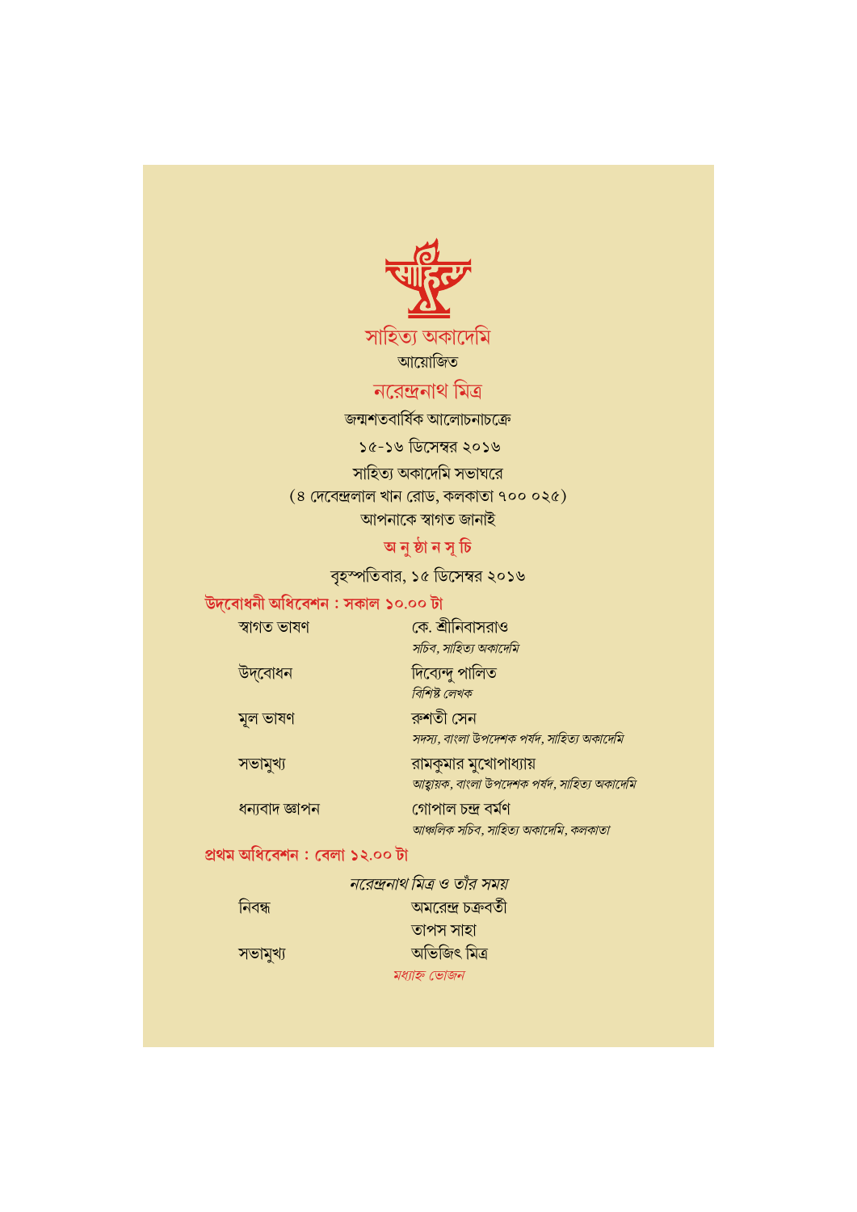# সাহিত্য অকাদেমি

আয়োজিত

## নরেন্দ্রনাথ মিত্র

জন্মশতবার্ষিক আলোচনাচক্রে

১৫-১৬ ডিসেম্বর ২০১৬

সাহিত্য অকাদেমি সভাঘরে

(৪ দেবেন্দ্রলাল খান রোড, কলকাতা ৭০০ ০২৫)

আপনাকে স্বাগত জানাই

### অ নু ষ্ঠা ন সূ চি

বৃহস্পতিবার, ১৫ ডিসেম্বর ২০১৬

**উদ্‌বোধনী অধিবেশন : সকাল ১০.০০ টা**

| | |
|---|---|
| স্বাগত ভাষণ | কে. শ্রীনিবাসরাও<br>*সচিব, সাহিত্য অকাদেমি* |
| উদ্‌বোধন | দিব্যেন্দু পালিত<br>*বিশিষ্ট লেখক* |
| মূল ভাষণ | রুশতী সেন<br>*সদস্য, বাংলা উপদেশক পর্ষদ, সাহিত্য অকাদেমি* |
| সভামুখ্য | রামকুমার মুখোপাধ্যায়<br>*আহ্বায়ক, বাংলা উপদেশক পর্ষদ, সাহিত্য অকাদেমি* |
| ধন্যবাদ জ্ঞাপন | গোপাল চন্দ্র বর্মণ<br>*আঞ্চলিক সচিব, সাহিত্য অকাদেমি, কলকাতা* |

**প্রথম অধিবেশন : বেলা ১২.০০ টা**

*নরেন্দ্রনাথ মিত্র ও তাঁর সময়*

| | |
|---|---|
| নিবন্ধ | অমরেন্দ্র চক্রবর্তী<br>তাপস সাহা |
| সভামুখ্য | অভিজিৎ মিত্র |

*মধ্যাহ্ন ভোজন*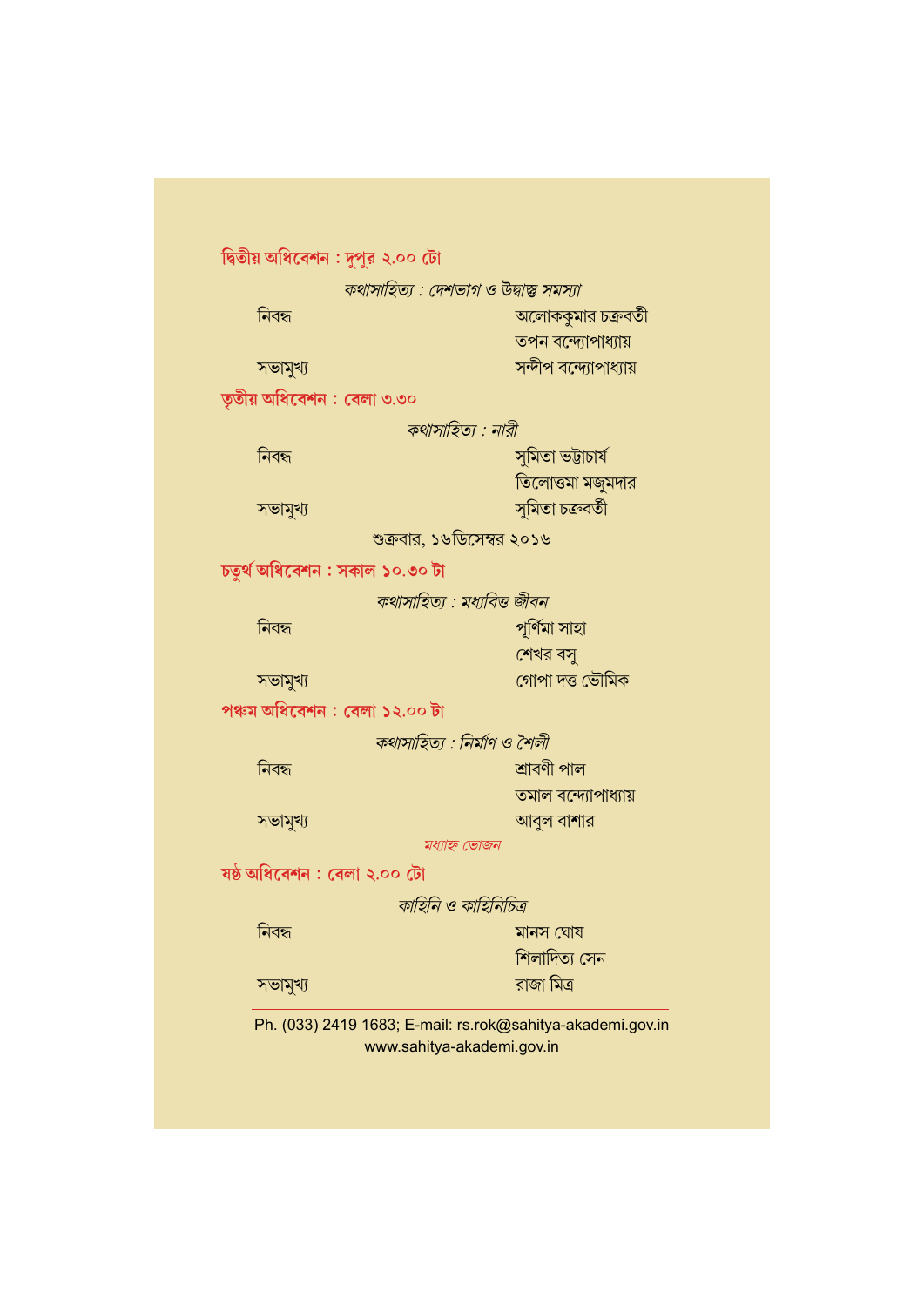## দ্বিতীয় অধিবেশন : দুপুর ২.০০ টো

*কথাসাহিত্য : দেশভাগ ও উদ্বাস্তু সমস্যা*

| | |
|---|---|
| নিবন্ধ | অলোককুমার চক্রবর্তী |
| | তপন বন্দ্যোপাধ্যায় |
| সভামুখ্য | সন্দীপ বন্দ্যোপাধ্যায় |

## তৃতীয় অধিবেশন : বেলা ৩.৩০

*কথাসাহিত্য : নারী*

| | |
|---|---|
| নিবন্ধ | সুমিতা ভট্টাচার্য |
| | তিলোত্তমা মজুমদার |
| সভামুখ্য | সুমিতা চক্রবর্তী |

শুক্রবার, ১৬ডিসেম্বর ২০১৬

## চতুর্থ অধিবেশন : সকাল ১০.৩০ টা

*কথাসাহিত্য : মধ্যবিত্ত জীবন*

| | |
|---|---|
| নিবন্ধ | পূর্ণিমা সাহা |
| | শেখর বসু |
| সভামুখ্য | গোপা দত্ত ভৌমিক |

## পঞ্চম অধিবেশন : বেলা ১২.০০ টা

*কথাসাহিত্য : নির্মাণ ও শৈলী*

| | |
|---|---|
| নিবন্ধ | শ্রাবণী পাল |
| | তমাল বন্দ্যোপাধ্যায় |
| সভামুখ্য | আবুল বাশার |

*মধ্যাহ্ন ভোজন*

## ষষ্ঠ অধিবেশন : বেলা ২.০০ টো

*কাহিনি ও কাহিনিচিত্র*

| | |
|---|---|
| নিবন্ধ | মানস ঘোষ |
| | শিলাদিত্য সেন |
| সভামুখ্য | রাজা মিত্র |

---

Ph. (033) 2419 1683; E-mail: rs.rok@sahitya-akademi.gov.in
www.sahitya-akademi.gov.in